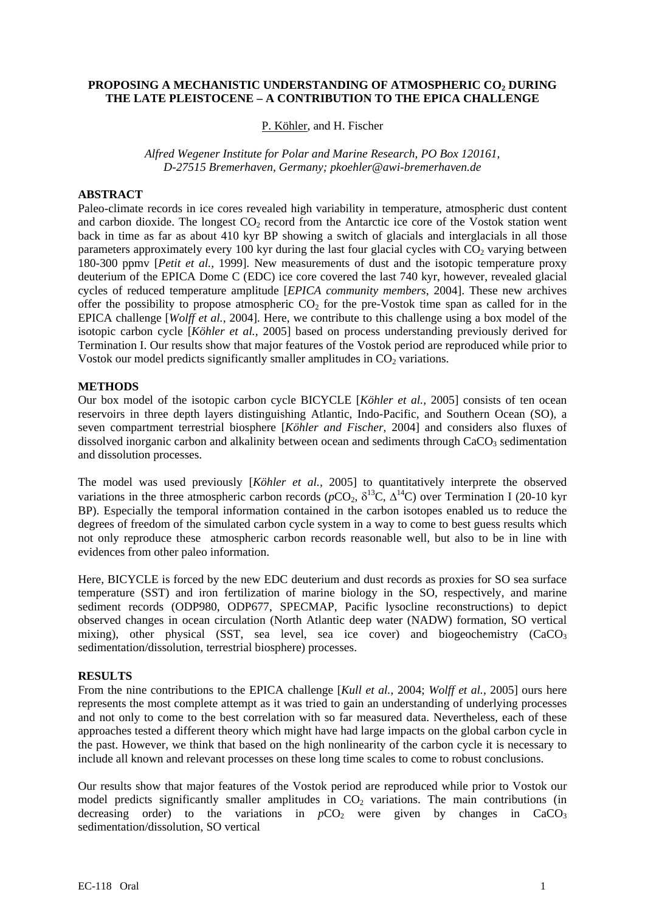# PROPOSING A MECHANISTIC UNDERSTANDING OF ATMOSPHERIC $CO_2$ DURING THE LATE PLEISTOCENE – A CONTRIBUTION TO THE EPICA CHALLENGE

P. Köhler, and H. Fischer

*Alfred Wegener Institute for Polar and Marine Research, PO Box 120161, D-27515 Bremerhaven, Germany; pkoehler@awi-bremerhaven.de*

## ABSTRACT

Paleo-climate records in ice cores revealed high variability in temperature, atmospheric dust content and carbon dioxide. The longest $CO_2$ record from the Antarctic ice core of the Vostok station went back in time as far as about 410 kyr BP showing a switch of glacials and interglacials in all those parameters approximately every 100 kyr during the last four glacial cycles with $CO_2$ varying between 180-300 ppmv [*Petit et al.*, 1999]. New measurements of dust and the isotopic temperature proxy deuterium of the EPICA Dome C (EDC) ice core covered the last 740 kyr, however, revealed glacial cycles of reduced temperature amplitude [*EPICA community members*, 2004]. These new archives offer the possibility to propose atmospheric $CO_2$ for the pre-Vostok time span as called for in the EPICA challenge [*Wolff et al.*, 2004]. Here, we contribute to this challenge using a box model of the isotopic carbon cycle [*Köhler et al.*, 2005] based on process understanding previously derived for Termination I. Our results show that major features of the Vostok period are reproduced while prior to Vostok our model predicts significantly smaller amplitudes in $CO_2$ variations.

## METHODS

Our box model of the isotopic carbon cycle BICYCLE [*Köhler et al.*, 2005] consists of ten ocean reservoirs in three depth layers distinguishing Atlantic, Indo-Pacific, and Southern Ocean (SO), a seven compartment terrestrial biosphere [*Köhler and Fischer*, 2004] and considers also fluxes of dissolved inorganic carbon and alkalinity between ocean and sediments through $CaCO_3$ sedimentation and dissolution processes.

The model was used previously [*Köhler et al.*, 2005] to quantitatively interprete the observed variations in the three atmospheric carbon records ($p$$CO_2$, $\delta^{13}$C, $\Delta^{14}$C) over Termination I (20-10 kyr BP). Especially the temporal information contained in the carbon isotopes enabled us to reduce the degrees of freedom of the simulated carbon cycle system in a way to come to best guess results which not only reproduce these atmospheric carbon records reasonable well, but also to be in line with evidences from other paleo information.

Here, BICYCLE is forced by the new EDC deuterium and dust records as proxies for SO sea surface temperature (SST) and iron fertilization of marine biology in the SO, respectively, and marine sediment records (ODP980, ODP677, SPECMAP, Pacific lysocline reconstructions) to depict observed changes in ocean circulation (North Atlantic deep water (NADW) formation, SO vertical mixing), other physical (SST, sea level, sea ice cover) and biogeochemistry ($CaCO_3$ sedimentation/dissolution, terrestrial biosphere) processes.

## RESULTS

From the nine contributions to the EPICA challenge [*Kull et al.*, 2004; *Wolff et al.*, 2005] ours here represents the most complete attempt as it was tried to gain an understanding of underlying processes and not only to come to the best correlation with so far measured data. Nevertheless, each of these approaches tested a different theory which might have had large impacts on the global carbon cycle in the past. However, we think that based on the high nonlinearity of the carbon cycle it is necessary to include all known and relevant processes on these long time scales to come to robust conclusions.

Our results show that major features of the Vostok period are reproduced while prior to Vostok our model predicts significantly smaller amplitudes in $CO_2$ variations. The main contributions (in decreasing order) to the variations in $p$$CO_2$ were given by changes in $CaCO_3$ sedimentation/dissolution, SO vertical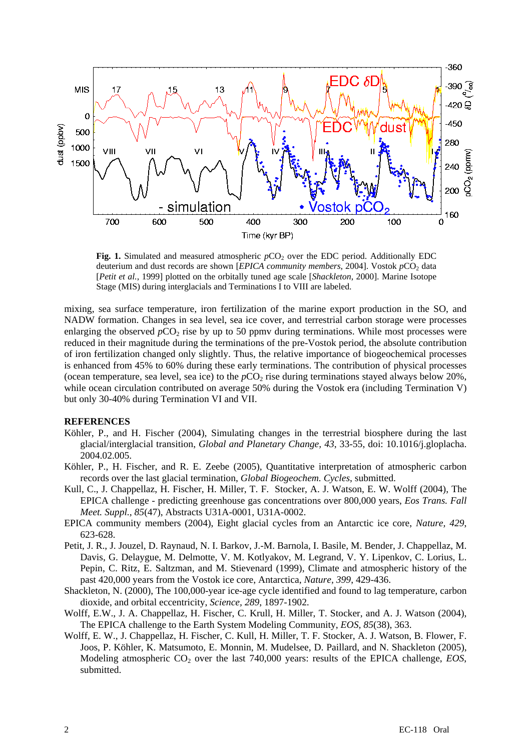MIS
17
15
13
11
9
7
5
1
EDC δD
EDC dust
- simulation
• Vostok pCO2
VIII
VII
VI
V
IV
III
II
I
dust (ppbv)
0
500
1000
1500
-360
-390
-420
-450
δD (‰)
280
240
200
160
pCO2 (ppmv)
700
600
500
400
300
200
100
0
Time (kyr BP)

**Fig. 1.** Simulated and measured atmospheric $pCO_2$ over the EDC period. Additionally EDC deuterium and dust records are shown [*EPICA community members*, 2004]. Vostok $pCO_2$ data [*Petit et al.*, 1999] plotted on the orbitally tuned age scale [*Shackleton*, 2000]. Marine Isotope Stage (MIS) during interglacials and Terminations I to VIII are labeled.

mixing, sea surface temperature, iron fertilization of the marine export production in the SO, and NADW formation. Changes in sea level, sea ice cover, and terrestrial carbon storage were processes enlarging the observed $pCO_2$ rise by up to 50 ppmv during terminations. While most processes were reduced in their magnitude during the terminations of the pre-Vostok period, the absolute contribution of iron fertilization changed only slightly. Thus, the relative importance of biogeochemical processes is enhanced from 45% to 60% during these early terminations. The contribution of physical processes (ocean temperature, sea level, sea ice) to the $pCO_2$ rise during terminations stayed always below 20%, while ocean circulation contributed on average 50% during the Vostok era (including Termination V) but only 30-40% during Termination VI and VII.

## REFERENCES

Köhler, P., and H. Fischer (2004), Simulating changes in the terrestrial biosphere during the last glacial/interglacial transition, *Global and Planetary Change, 43*, 33-55, doi: 10.1016/j.gloplacha. 2004.02.005.

Köhler, P., H. Fischer, and R. E. Zeebe (2005), Quantitative interpretation of atmospheric carbon records over the last glacial termination, *Global Biogeochem. Cycles*, submitted.

Kull, C., J. Chappellaz, H. Fischer, H. Miller, T. F. Stocker, A. J. Watson, E. W. Wolff (2004), The EPICA challenge - predicting greenhouse gas concentrations over 800,000 years, *Eos Trans. Fall Meet. Suppl., 85*(47), Abstracts U31A-0001, U31A-0002.

EPICA community members (2004), Eight glacial cycles from an Antarctic ice core, *Nature, 429*, 623-628.

Petit, J. R., J. Jouzel, D. Raynaud, N. I. Barkov, J.-M. Barnola, I. Basile, M. Bender, J. Chappellaz, M. Davis, G. Delaygue, M. Delmotte, V. M. Kotlyakov, M. Legrand, V. Y. Lipenkov, C. Lorius, L. Pepin, C. Ritz, E. Saltzman, and M. Stievenard (1999), Climate and atmospheric history of the past 420,000 years from the Vostok ice core, Antarctica, *Nature, 399*, 429-436.

Shackleton, N. (2000), The 100,000-year ice-age cycle identified and found to lag temperature, carbon dioxide, and orbital eccentricity, *Science, 289*, 1897-1902.

Wolff, E.W., J. A. Chappellaz, H. Fischer, C. Krull, H. Miller, T. Stocker, and A. J. Watson (2004), The EPICA challenge to the Earth System Modeling Community, *EOS*, *85*(38), 363.

Wolff, E. W., J. Chappellaz, H. Fischer, C. Kull, H. Miller, T. F. Stocker, A. J. Watson, B. Flower, F. Joos, P. Köhler, K. Matsumoto, E. Monnin, M. Mudelsee, D. Paillard, and N. Shackleton (2005), Modeling atmospheric $CO_2$ over the last 740,000 years: results of the EPICA challenge, *EOS*, submitted.